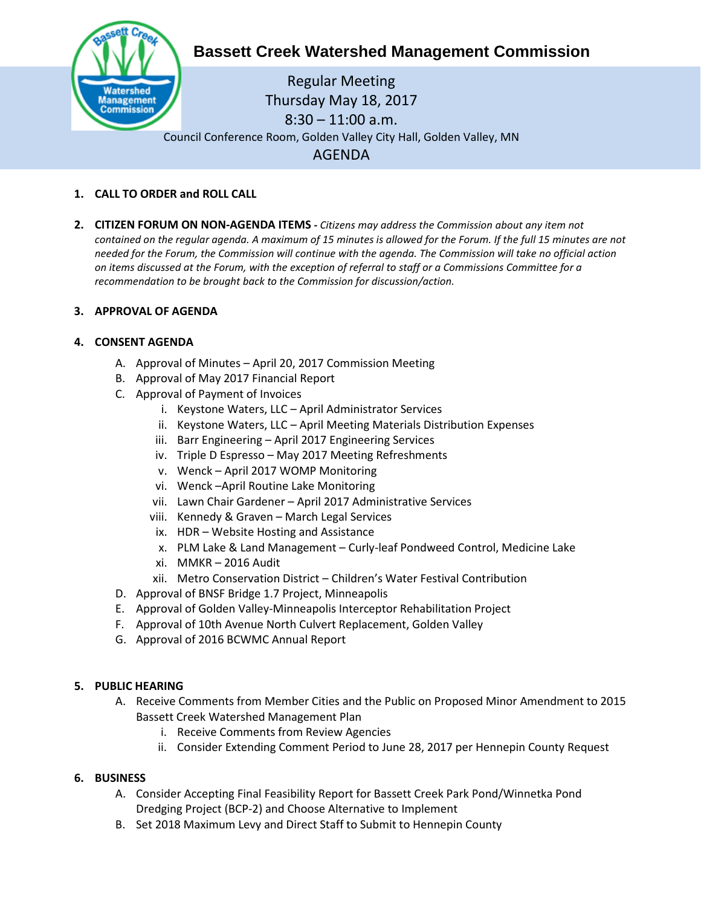# Bassett Creek Watershed Management Commission

Regular Meeting
Thursday May 18, 2017
8:30 – 11:00 a.m.
Council Conference Room, Golden Valley City Hall, Golden Valley, MN

## AGENDA

1. **CALL TO ORDER and ROLL CALL**

2. **CITIZEN FORUM ON NON-AGENDA ITEMS** - *Citizens may address the Commission about any item not contained on the regular agenda. A maximum of 15 minutes is allowed for the Forum. If the full 15 minutes are not needed for the Forum, the Commission will continue with the agenda. The Commission will take no official action on items discussed at the Forum, with the exception of referral to staff or a Commissions Committee for a recommendation to be brought back to the Commission for discussion/action.*

3. **APPROVAL OF AGENDA**

4. **CONSENT AGENDA**
   A. Approval of Minutes – April 20, 2017 Commission Meeting
   B. Approval of May 2017 Financial Report
   C. Approval of Payment of Invoices
      i. Keystone Waters, LLC – April Administrator Services
      ii. Keystone Waters, LLC – April Meeting Materials Distribution Expenses
      iii. Barr Engineering – April 2017 Engineering Services
      iv. Triple D Espresso – May 2017 Meeting Refreshments
      v. Wenck – April 2017 WOMP Monitoring
      vi. Wenck –April Routine Lake Monitoring
      vii. Lawn Chair Gardener – April 2017 Administrative Services
      viii. Kennedy & Graven – March Legal Services
      ix. HDR – Website Hosting and Assistance
      x. PLM Lake & Land Management – Curly-leaf Pondweed Control, Medicine Lake
      xi. MMKR – 2016 Audit
      xii. Metro Conservation District – Children's Water Festival Contribution
   D. Approval of BNSF Bridge 1.7 Project, Minneapolis
   E. Approval of Golden Valley-Minneapolis Interceptor Rehabilitation Project
   F. Approval of 10th Avenue North Culvert Replacement, Golden Valley
   G. Approval of 2016 BCWMC Annual Report

5. **PUBLIC HEARING**
   A. Receive Comments from Member Cities and the Public on Proposed Minor Amendment to 2015 Bassett Creek Watershed Management Plan
      i. Receive Comments from Review Agencies
      ii. Consider Extending Comment Period to June 28, 2017 per Hennepin County Request

6. **BUSINESS**
   A. Consider Accepting Final Feasibility Report for Bassett Creek Park Pond/Winnetka Pond Dredging Project (BCP-2) and Choose Alternative to Implement
   B. Set 2018 Maximum Levy and Direct Staff to Submit to Hennepin County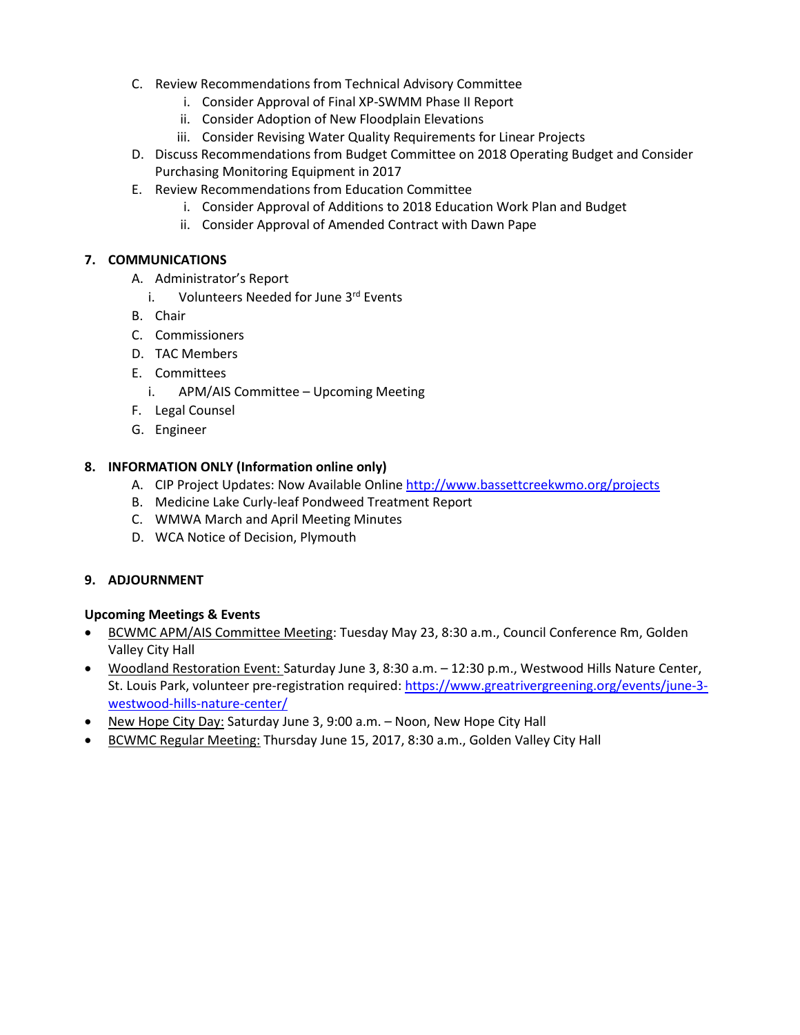C. Review Recommendations from Technical Advisory Committee
    i. Consider Approval of Final XP-SWMM Phase II Report
    ii. Consider Adoption of New Floodplain Elevations
    iii. Consider Revising Water Quality Requirements for Linear Projects

D. Discuss Recommendations from Budget Committee on 2018 Operating Budget and Consider Purchasing Monitoring Equipment in 2017

E. Review Recommendations from Education Committee
    i. Consider Approval of Additions to 2018 Education Work Plan and Budget
    ii. Consider Approval of Amended Contract with Dawn Pape

**7. COMMUNICATIONS**

A. Administrator's Report
    i. Volunteers Needed for June 3rd Events

B. Chair

C. Commissioners

D. TAC Members

E. Committees
    i. APM/AIS Committee – Upcoming Meeting

F. Legal Counsel

G. Engineer

**8. INFORMATION ONLY (Information online only)**

A. CIP Project Updates: Now Available Online http://www.bassettcreekwmo.org/projects

B. Medicine Lake Curly-leaf Pondweed Treatment Report

C. WMWA March and April Meeting Minutes

D. WCA Notice of Decision, Plymouth

**9. ADJOURNMENT**

**Upcoming Meetings & Events**

- BCWMC APM/AIS Committee Meeting: Tuesday May 23, 8:30 a.m., Council Conference Rm, Golden Valley City Hall
- Woodland Restoration Event: Saturday June 3, 8:30 a.m. – 12:30 p.m., Westwood Hills Nature Center, St. Louis Park, volunteer pre-registration required: https://www.greatrivergreening.org/events/june-3-westwood-hills-nature-center/
- New Hope City Day: Saturday June 3, 9:00 a.m. – Noon, New Hope City Hall
- BCWMC Regular Meeting: Thursday June 15, 2017, 8:30 a.m., Golden Valley City Hall